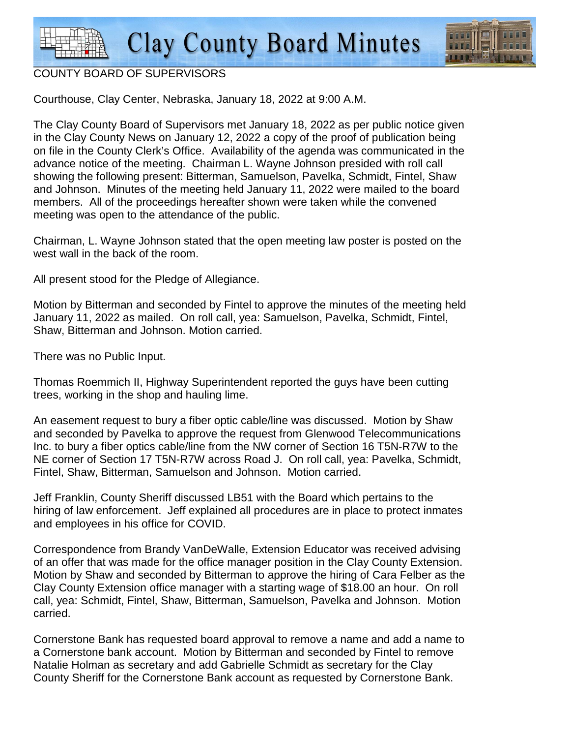# Clay County Board Minutes

COUNTY BOARD OF SUPERVISORS

Courthouse, Clay Center, Nebraska, January 18, 2022 at 9:00 A.M.

The Clay County Board of Supervisors met January 18, 2022 as per public notice given in the Clay County News on January 12, 2022 a copy of the proof of publication being on file in the County Clerk's Office. Availability of the agenda was communicated in the advance notice of the meeting. Chairman L. Wayne Johnson presided with roll call showing the following present: Bitterman, Samuelson, Pavelka, Schmidt, Fintel, Shaw and Johnson. Minutes of the meeting held January 11, 2022 were mailed to the board members. All of the proceedings hereafter shown were taken while the convened meeting was open to the attendance of the public.

Chairman, L. Wayne Johnson stated that the open meeting law poster is posted on the west wall in the back of the room.

All present stood for the Pledge of Allegiance.

Motion by Bitterman and seconded by Fintel to approve the minutes of the meeting held January 11, 2022 as mailed. On roll call, yea: Samuelson, Pavelka, Schmidt, Fintel, Shaw, Bitterman and Johnson. Motion carried.

There was no Public Input.

Thomas Roemmich II, Highway Superintendent reported the guys have been cutting trees, working in the shop and hauling lime.

An easement request to bury a fiber optic cable/line was discussed. Motion by Shaw and seconded by Pavelka to approve the request from Glenwood Telecommunications Inc. to bury a fiber optics cable/line from the NW corner of Section 16 T5N-R7W to the NE corner of Section 17 T5N-R7W across Road J. On roll call, yea: Pavelka, Schmidt, Fintel, Shaw, Bitterman, Samuelson and Johnson. Motion carried.

Jeff Franklin, County Sheriff discussed LB51 with the Board which pertains to the hiring of law enforcement. Jeff explained all procedures are in place to protect inmates and employees in his office for COVID.

Correspondence from Brandy VanDeWalle, Extension Educator was received advising of an offer that was made for the office manager position in the Clay County Extension. Motion by Shaw and seconded by Bitterman to approve the hiring of Cara Felber as the Clay County Extension office manager with a starting wage of $18.00 an hour. On roll call, yea: Schmidt, Fintel, Shaw, Bitterman, Samuelson, Pavelka and Johnson. Motion carried.

Cornerstone Bank has requested board approval to remove a name and add a name to a Cornerstone bank account. Motion by Bitterman and seconded by Fintel to remove Natalie Holman as secretary and add Gabrielle Schmidt as secretary for the Clay County Sheriff for the Cornerstone Bank account as requested by Cornerstone Bank.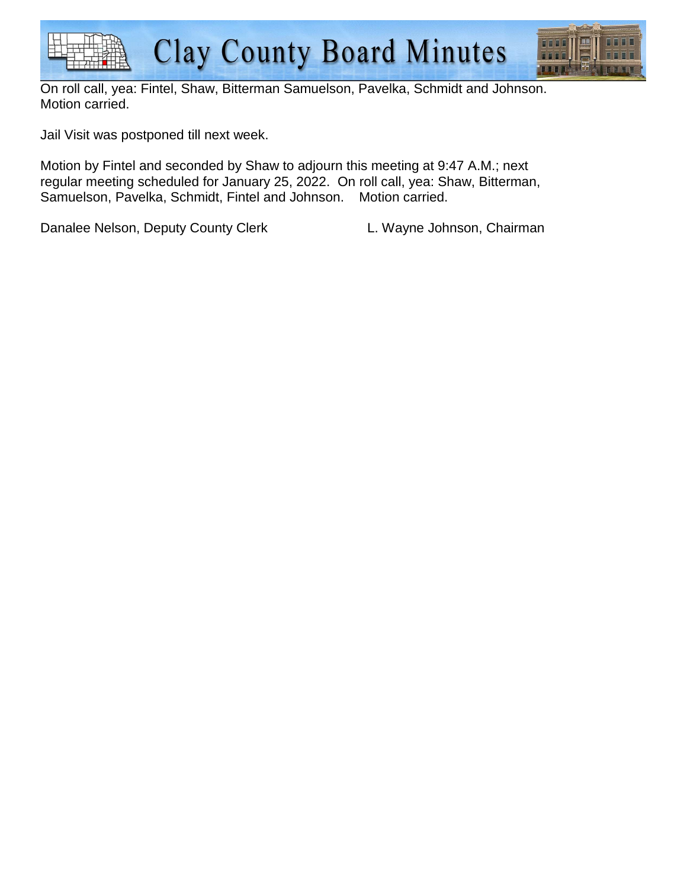On roll call, yea: Fintel, Shaw, Bitterman Samuelson, Pavelka, Schmidt and Johnson. Motion carried.

Jail Visit was postponed till next week.

Motion by Fintel and seconded by Shaw to adjourn this meeting at 9:47 A.M.; next regular meeting scheduled for January 25, 2022. On roll call, yea: Shaw, Bitterman, Samuelson, Pavelka, Schmidt, Fintel and Johnson. Motion carried.

Danalee Nelson, Deputy County Clerk L. Wayne Johnson, Chairman